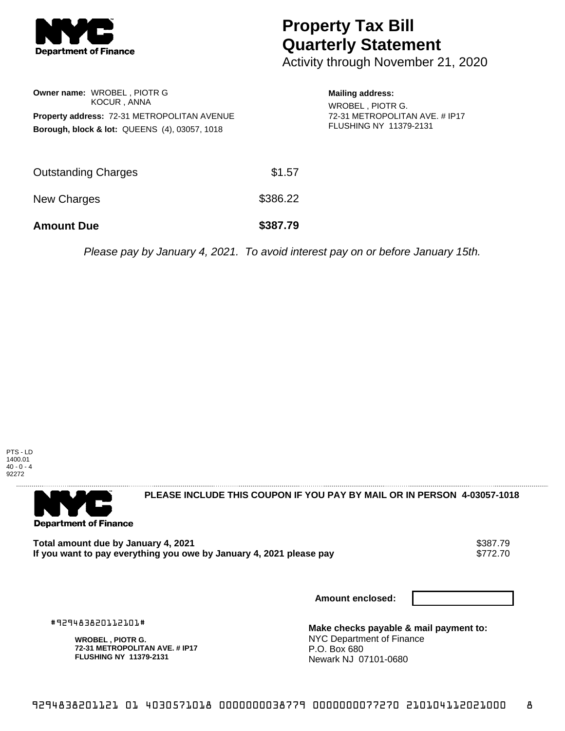# Property Tax Bill Quarterly Statement

Activity through November 21, 2020

**Owner name:** WROBEL , PIOTR G
KOCUR , ANNA

**Property address:** 72-31 METROPOLITAN AVENUE

**Borough, block & lot:** QUEENS (4), 03057, 1018

**Mailing address:**
WROBEL , PIOTR G.
72-31 METROPOLITAN AVE. # IP17
FLUSHING NY 11379-2131

| | |
|---|---|
| Outstanding Charges | $1.57 |
| New Charges | $386.22 |
| **Amount Due** | **$387.79** |

*Please pay by January 4, 2021. To avoid interest pay on or before January 15th.*

PTS - LD
1400.01
40 - 0 - 4
92272

---

**PLEASE INCLUDE THIS COUPON IF YOU PAY BY MAIL OR IN PERSON 4-03057-1018**

| | |
|---|---|
| **Total amount due by January 4, 2021** | $387.79 |
| **If you want to pay everything you owe by January 4, 2021 please pay** | $772.70 |

**Amount enclosed:**

#929483820112101#

**WROBEL , PIOTR G.**
**72-31 METROPOLITAN AVE. # IP17**
**FLUSHING NY 11379-2131**

**Make checks payable & mail payment to:**
NYC Department of Finance
P.O. Box 680
Newark NJ 07101-0680

9294838201121 01 4030571018 0000000038779 0000000077270 210104112021000 8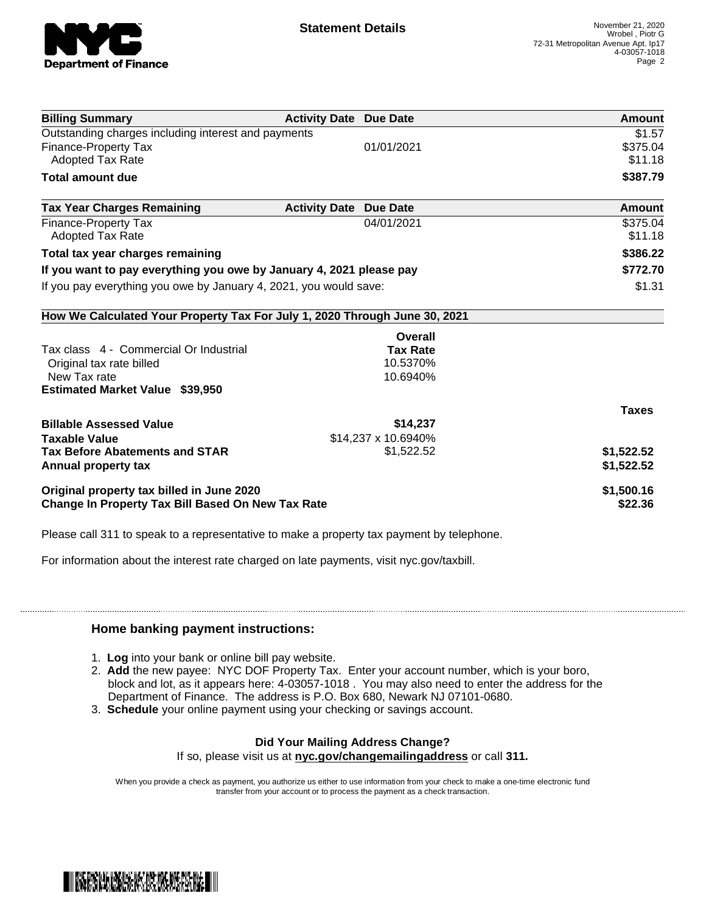## Statement Details

November 21, 2020
Wrobel , Piotr G
72-31 Metropolitan Avenue Apt. Ip17
4-03057-1018

| Billing Summary | Activity Date | Due Date | Amount |
|---|---|---|---|
| Outstanding charges including interest and payments | | | $1.57 |
| Finance-Property Tax | | 01/01/2021 | $375.04 |
| Adopted Tax Rate | | | $11.18 |
| **Total amount due** | | | **$387.79** |

| Tax Year Charges Remaining | Activity Date | Due Date | Amount |
|---|---|---|---|
| Finance-Property Tax | | 04/01/2021 | $375.04 |
| Adopted Tax Rate | | | $11.18 |
| **Total tax year charges remaining** | | | **$386.22** |
| **If you want to pay everything you owe by January 4, 2021 please pay** | | | **$772.70** |
| If you pay everything you owe by January 4, 2021, you would save: | | | $1.31 |

**How We Calculated Your Property Tax For July 1, 2020 Through June 30, 2021**

| | Overall Tax Rate | |
|---|---|---|
| Tax class 4 - Commercial Or Industrial | | |
| Original tax rate billed | 10.5370% | |
| New Tax rate | 10.6940% | |
| **Estimated Market Value $39,950** | | |
| | | **Taxes** |
| **Billable Assessed Value** | **$14,237** | |
| **Taxable Value** | $14,237 x 10.6940% | |
| **Tax Before Abatements and STAR** | $1,522.52 | **$1,522.52** |
| **Annual property tax** | | **$1,522.52** |
| **Original property tax billed in June 2020** | | **$1,500.16** |
| **Change In Property Tax Bill Based On New Tax Rate** | | **$22.36** |

Please call 311 to speak to a representative to make a property tax payment by telephone.

For information about the interest rate charged on late payments, visit nyc.gov/taxbill.

### Home banking payment instructions:

1. **Log** into your bank or online bill pay website.
2. **Add** the new payee: NYC DOF Property Tax. Enter your account number, which is your boro, block and lot, as it appears here: 4-03057-1018 . You may also need to enter the address for the Department of Finance. The address is P.O. Box 680, Newark NJ 07101-0680.
3. **Schedule** your online payment using your checking or savings account.

**Did Your Mailing Address Change?**
If so, please visit us at **nyc.gov/changemailingaddress** or call **311.**

When you provide a check as payment, you authorize us either to use information from your check to make a one-time electronic fund transfer from your account or to process the payment as a check transaction.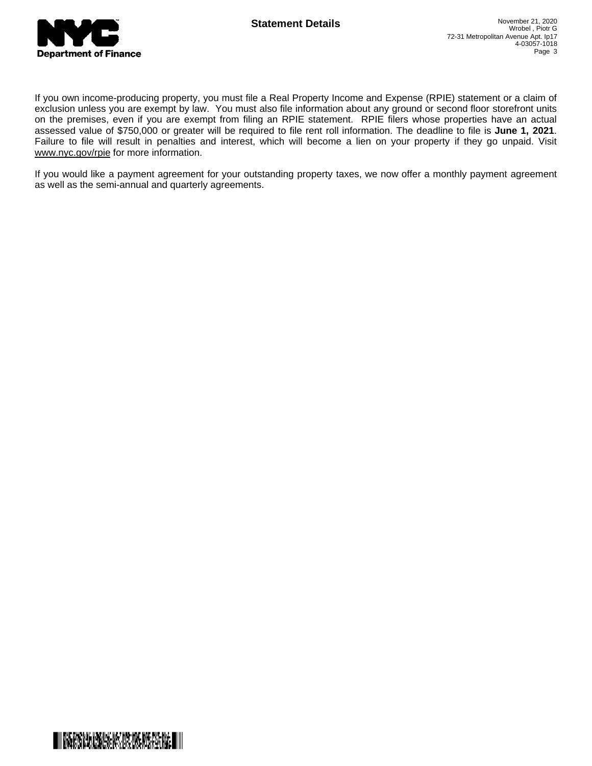If you own income-producing property, you must file a Real Property Income and Expense (RPIE) statement or a claim of exclusion unless you are exempt by law. You must also file information about any ground or second floor storefront units on the premises, even if you are exempt from filing an RPIE statement. RPIE filers whose properties have an actual assessed value of $750,000 or greater will be required to file rent roll information. The deadline to file is **June 1, 2021**. Failure to file will result in penalties and interest, which will become a lien on your property if they go unpaid. Visit www.nyc.gov/rpie for more information.

If you would like a payment agreement for your outstanding property taxes, we now offer a monthly payment agreement as well as the semi-annual and quarterly agreements.